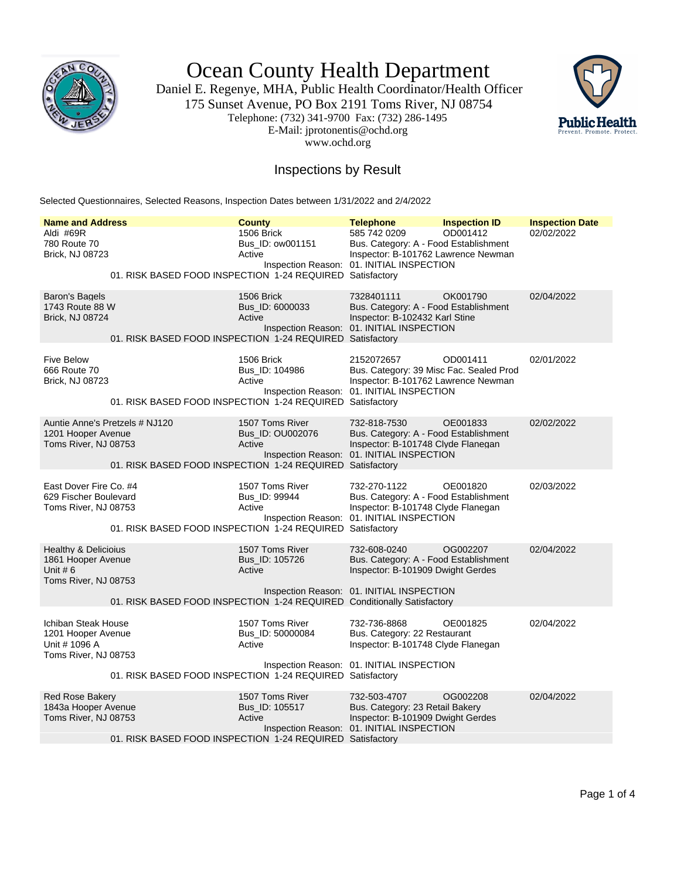# Ocean County Health Department

Daniel E. Regenye, MHA, Public Health Coordinator/Health Officer
175 Sunset Avenue, PO Box 2191 Toms River, NJ 08754
Telephone: (732) 341-9700 Fax: (732) 286-1495
E-Mail: jprotonentis@ochd.org
www.ochd.org

## Inspections by Result

Selected Questionnaires, Selected Reasons, Inspection Dates between 1/31/2022 and 2/4/2022

| Name and Address | County | Telephone | Inspection ID | Inspection Date |
|---|---|---|---|---|
| Aldi #69R<br>780 Route 70<br>Brick, NJ 08723 | 1506 Brick<br>Bus_ID: ow001151<br>Active | 585 742 0209<br>Bus. Category: A - Food Establishment<br>Inspector: B-101762 Lawrence Newman<br>Inspection Reason: 01. INITIAL INSPECTION<br>01. RISK BASED FOOD INSPECTION 1-24 REQUIRED: Satisfactory | OD001412 | 02/02/2022 |
| Baron's Bagels<br>1743 Route 88 W<br>Brick, NJ 08724 | 1506 Brick<br>Bus_ID: 6000033<br>Active | 7328401111<br>Bus. Category: A - Food Establishment<br>Inspector: B-102432 Karl Stine<br>Inspection Reason: 01. INITIAL INSPECTION<br>01. RISK BASED FOOD INSPECTION 1-24 REQUIRED: Satisfactory | OK001790 | 02/04/2022 |
| Five Below<br>666 Route 70<br>Brick, NJ 08723 | 1506 Brick<br>Bus_ID: 104986<br>Active | 2152072657<br>Bus. Category: 39 Misc Fac. Sealed Prod<br>Inspector: B-101762 Lawrence Newman<br>Inspection Reason: 01. INITIAL INSPECTION<br>01. RISK BASED FOOD INSPECTION 1-24 REQUIRED: Satisfactory | OD001411 | 02/01/2022 |
| Auntie Anne's Pretzels # NJ120<br>1201 Hooper Avenue<br>Toms River, NJ 08753 | 1507 Toms River<br>Bus_ID: OU002076<br>Active | 732-818-7530<br>Bus. Category: A - Food Establishment<br>Inspector: B-101748 Clyde Flanegan<br>Inspection Reason: 01. INITIAL INSPECTION<br>01. RISK BASED FOOD INSPECTION 1-24 REQUIRED: Satisfactory | OE001833 | 02/02/2022 |
| East Dover Fire Co. #4<br>629 Fischer Boulevard<br>Toms River, NJ 08753 | 1507 Toms River<br>Bus_ID: 99944<br>Active | 732-270-1122<br>Bus. Category: A - Food Establishment<br>Inspector: B-101748 Clyde Flanegan<br>Inspection Reason: 01. INITIAL INSPECTION<br>01. RISK BASED FOOD INSPECTION 1-24 REQUIRED: Satisfactory | OE001820 | 02/03/2022 |
| Healthy & Delicioius<br>1861 Hooper Avenue<br>Unit # 6<br>Toms River, NJ 08753 | 1507 Toms River<br>Bus_ID: 105726<br>Active | 732-608-0240<br>Bus. Category: A - Food Establishment<br>Inspector: B-101909 Dwight Gerdes<br>Inspection Reason: 01. INITIAL INSPECTION<br>01. RISK BASED FOOD INSPECTION 1-24 REQUIRED: Conditionally Satisfactory | OG002207 | 02/04/2022 |
| Ichiban Steak House<br>1201 Hooper Avenue<br>Unit # 1096 A<br>Toms River, NJ 08753 | 1507 Toms River<br>Bus_ID: 50000084<br>Active | 732-736-8868<br>Bus. Category: 22 Restaurant<br>Inspector: B-101748 Clyde Flanegan<br>Inspection Reason: 01. INITIAL INSPECTION<br>01. RISK BASED FOOD INSPECTION 1-24 REQUIRED: Satisfactory | OE001825 | 02/04/2022 |
| Red Rose Bakery<br>1843a Hooper Avenue<br>Toms River, NJ 08753 | 1507 Toms River<br>Bus_ID: 105517<br>Active | 732-503-4707<br>Bus. Category: 23 Retail Bakery<br>Inspector: B-101909 Dwight Gerdes<br>Inspection Reason: 01. INITIAL INSPECTION<br>01. RISK BASED FOOD INSPECTION 1-24 REQUIRED: Satisfactory | OG002208 | 02/04/2022 |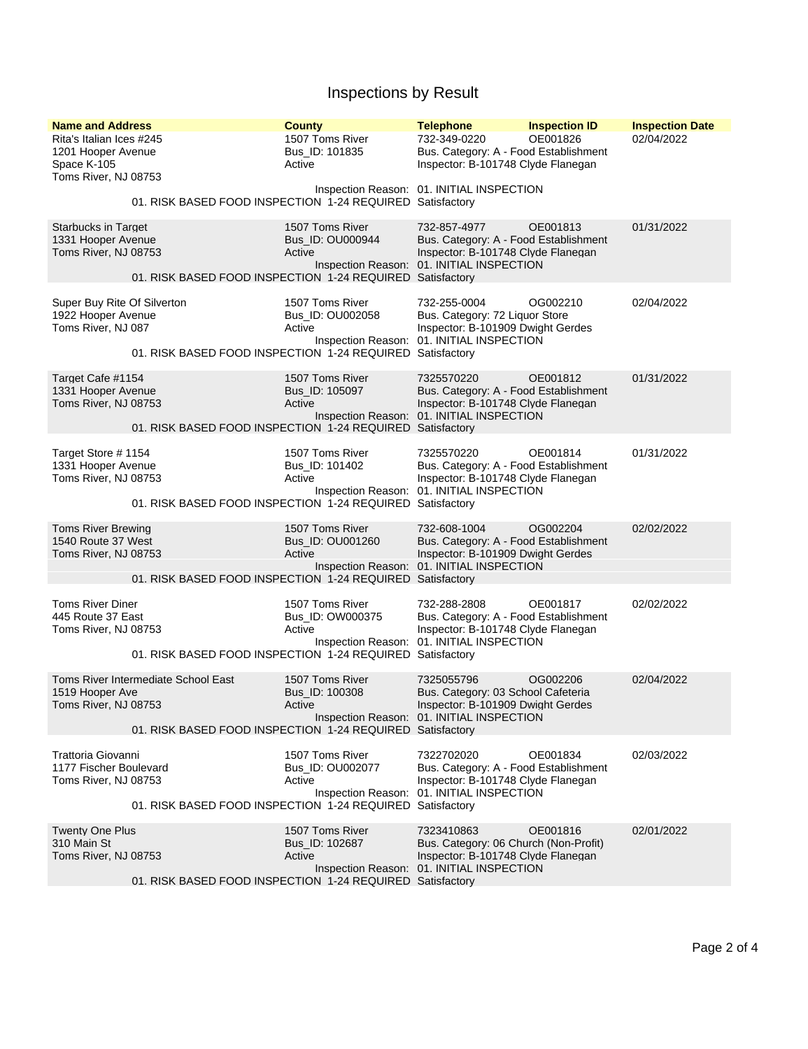# Inspections by Result

| Name and Address | County | Telephone | Inspection ID | Inspection Date |
|---|---|---|---|---|
| Rita's Italian Ices #245<br>1201 Hooper Avenue<br>Space K-105<br>Toms River, NJ 08753 | 1507 Toms River<br>Bus_ID: 101835<br>Active | 732-349-0220<br>Bus. Category: A - Food Establishment<br>Inspector: B-101748 Clyde Flanegan | OE001826 | 02/04/2022 |
| Inspection Reason: 01. INITIAL INSPECTION<br>01. RISK BASED FOOD INSPECTION 1-24 REQUIRED Satisfactory | | | | |
| Starbucks in Target<br>1331 Hooper Avenue<br>Toms River, NJ 08753 | 1507 Toms River<br>Bus_ID: OU000944<br>Active | 732-857-4977<br>Bus. Category: A - Food Establishment<br>Inspector: B-101748 Clyde Flanegan | OE001813 | 01/31/2022 |
| Inspection Reason: 01. INITIAL INSPECTION<br>01. RISK BASED FOOD INSPECTION 1-24 REQUIRED Satisfactory | | | | |
| Super Buy Rite Of Silverton<br>1922 Hooper Avenue<br>Toms River, NJ 087 | 1507 Toms River<br>Bus_ID: OU002058<br>Active | 732-255-0004<br>Bus. Category: 72 Liquor Store<br>Inspector: B-101909 Dwight Gerdes | OG002210 | 02/04/2022 |
| Inspection Reason: 01. INITIAL INSPECTION<br>01. RISK BASED FOOD INSPECTION 1-24 REQUIRED Satisfactory | | | | |
| Target Cafe #1154<br>1331 Hooper Avenue<br>Toms River, NJ 08753 | 1507 Toms River<br>Bus_ID: 105097<br>Active | 7325570220<br>Bus. Category: A - Food Establishment<br>Inspector: B-101748 Clyde Flanegan | OE001812 | 01/31/2022 |
| Inspection Reason: 01. INITIAL INSPECTION<br>01. RISK BASED FOOD INSPECTION 1-24 REQUIRED Satisfactory | | | | |
| Target Store # 1154<br>1331 Hooper Avenue<br>Toms River, NJ 08753 | 1507 Toms River<br>Bus_ID: 101402<br>Active | 7325570220<br>Bus. Category: A - Food Establishment<br>Inspector: B-101748 Clyde Flanegan | OE001814 | 01/31/2022 |
| Inspection Reason: 01. INITIAL INSPECTION<br>01. RISK BASED FOOD INSPECTION 1-24 REQUIRED Satisfactory | | | | |
| Toms River Brewing<br>1540 Route 37 West<br>Toms River, NJ 08753 | 1507 Toms River<br>Bus_ID: OU001260<br>Active | 732-608-1004<br>Bus. Category: A - Food Establishment<br>Inspector: B-101909 Dwight Gerdes | OG002204 | 02/02/2022 |
| Inspection Reason: 01. INITIAL INSPECTION<br>01. RISK BASED FOOD INSPECTION 1-24 REQUIRED Satisfactory | | | | |
| Toms River Diner<br>445 Route 37 East<br>Toms River, NJ 08753 | 1507 Toms River<br>Bus_ID: OW000375<br>Active | 732-288-2808<br>Bus. Category: A - Food Establishment<br>Inspector: B-101748 Clyde Flanegan | OE001817 | 02/02/2022 |
| Inspection Reason: 01. INITIAL INSPECTION<br>01. RISK BASED FOOD INSPECTION 1-24 REQUIRED Satisfactory | | | | |
| Toms River Intermediate School East<br>1519 Hooper Ave<br>Toms River, NJ 08753 | 1507 Toms River<br>Bus_ID: 100308<br>Active | 7325055796<br>Bus. Category: 03 School Cafeteria<br>Inspector: B-101909 Dwight Gerdes | OG002206 | 02/04/2022 |
| Inspection Reason: 01. INITIAL INSPECTION<br>01. RISK BASED FOOD INSPECTION 1-24 REQUIRED Satisfactory | | | | |
| Trattoria Giovanni<br>1177 Fischer Boulevard<br>Toms River, NJ 08753 | 1507 Toms River<br>Bus_ID: OU002077<br>Active | 7322702020<br>Bus. Category: A - Food Establishment<br>Inspector: B-101748 Clyde Flanegan | OE001834 | 02/03/2022 |
| Inspection Reason: 01. INITIAL INSPECTION<br>01. RISK BASED FOOD INSPECTION 1-24 REQUIRED Satisfactory | | | | |
| Twenty One Plus<br>310 Main St<br>Toms River, NJ 08753 | 1507 Toms River<br>Bus_ID: 102687<br>Active | 7323410863<br>Bus. Category: 06 Church (Non-Profit)<br>Inspector: B-101748 Clyde Flanegan | OE001816 | 02/01/2022 |
| Inspection Reason: 01. INITIAL INSPECTION<br>01. RISK BASED FOOD INSPECTION 1-24 REQUIRED Satisfactory | | | | |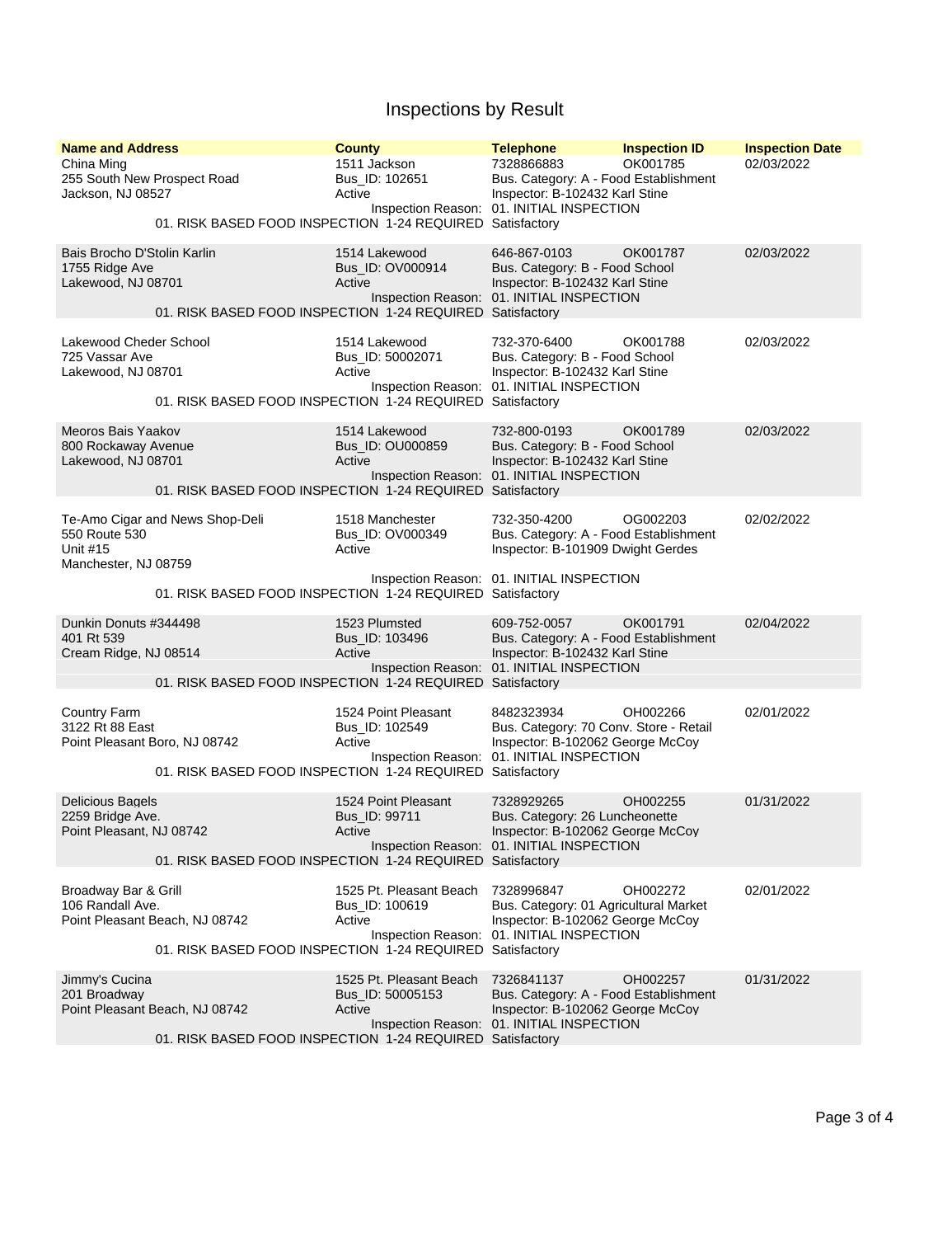# Inspections by Result

| Name and Address | County | Telephone | Inspection ID | Inspection Date |
|---|---|---|---|---|
| China Ming<br>255 South New Prospect Road<br>Jackson, NJ 08527 | 1511 Jackson<br>Bus_ID: 102651<br>Active | 7328866883<br>Bus. Category: A - Food Establishment<br>Inspector: B-102432 Karl Stine<br>Inspection Reason: 01. INITIAL INSPECTION | OK001785 | 02/03/2022 |
| 01. RISK BASED FOOD INSPECTION 1-24 REQUIRED | | Satisfactory | | |
| Bais Brocho D'Stolin Karlin<br>1755 Ridge Ave<br>Lakewood, NJ 08701 | 1514 Lakewood<br>Bus_ID: OV000914<br>Active | 646-867-0103<br>Bus. Category: B - Food School<br>Inspector: B-102432 Karl Stine<br>Inspection Reason: 01. INITIAL INSPECTION | OK001787 | 02/03/2022 |
| 01. RISK BASED FOOD INSPECTION 1-24 REQUIRED | | Satisfactory | | |
| Lakewood Cheder School<br>725 Vassar Ave<br>Lakewood, NJ 08701 | 1514 Lakewood<br>Bus_ID: 50002071<br>Active | 732-370-6400<br>Bus. Category: B - Food School<br>Inspector: B-102432 Karl Stine<br>Inspection Reason: 01. INITIAL INSPECTION | OK001788 | 02/03/2022 |
| 01. RISK BASED FOOD INSPECTION 1-24 REQUIRED | | Satisfactory | | |
| Meoros Bais Yaakov<br>800 Rockaway Avenue<br>Lakewood, NJ 08701 | 1514 Lakewood<br>Bus_ID: OU000859<br>Active | 732-800-0193<br>Bus. Category: B - Food School<br>Inspector: B-102432 Karl Stine<br>Inspection Reason: 01. INITIAL INSPECTION | OK001789 | 02/03/2022 |
| 01. RISK BASED FOOD INSPECTION 1-24 REQUIRED | | Satisfactory | | |
| Te-Amo Cigar and News Shop-Deli<br>550 Route 530<br>Unit #15<br>Manchester, NJ 08759 | 1518 Manchester<br>Bus_ID: OV000349<br>Active | 732-350-4200<br>Bus. Category: A - Food Establishment<br>Inspector: B-101909 Dwight Gerdes<br>Inspection Reason: 01. INITIAL INSPECTION | OG002203 | 02/02/2022 |
| 01. RISK BASED FOOD INSPECTION 1-24 REQUIRED | | Satisfactory | | |
| Dunkin Donuts #344498<br>401 Rt 539<br>Cream Ridge, NJ 08514 | 1523 Plumsted<br>Bus_ID: 103496<br>Active | 609-752-0057<br>Bus. Category: A - Food Establishment<br>Inspector: B-102432 Karl Stine<br>Inspection Reason: 01. INITIAL INSPECTION | OK001791 | 02/04/2022 |
| 01. RISK BASED FOOD INSPECTION 1-24 REQUIRED | | Satisfactory | | |
| Country Farm<br>3122 Rt 88 East<br>Point Pleasant Boro, NJ 08742 | 1524 Point Pleasant<br>Bus_ID: 102549<br>Active | 8482323934<br>Bus. Category: 70 Conv. Store - Retail<br>Inspector: B-102062 George McCoy<br>Inspection Reason: 01. INITIAL INSPECTION | OH002266 | 02/01/2022 |
| 01. RISK BASED FOOD INSPECTION 1-24 REQUIRED | | Satisfactory | | |
| Delicious Bagels<br>2259 Bridge Ave.<br>Point Pleasant, NJ 08742 | 1524 Point Pleasant<br>Bus_ID: 99711<br>Active | 7328929265<br>Bus. Category: 26 Luncheonette<br>Inspector: B-102062 George McCoy<br>Inspection Reason: 01. INITIAL INSPECTION | OH002255 | 01/31/2022 |
| 01. RISK BASED FOOD INSPECTION 1-24 REQUIRED | | Satisfactory | | |
| Broadway Bar & Grill<br>106 Randall Ave.<br>Point Pleasant Beach, NJ 08742 | 1525 Pt. Pleasant Beach<br>Bus_ID: 100619<br>Active | 7328996847<br>Bus. Category: 01 Agricultural Market<br>Inspector: B-102062 George McCoy<br>Inspection Reason: 01. INITIAL INSPECTION | OH002272 | 02/01/2022 |
| 01. RISK BASED FOOD INSPECTION 1-24 REQUIRED | | Satisfactory | | |
| Jimmy's Cucina<br>201 Broadway<br>Point Pleasant Beach, NJ 08742 | 1525 Pt. Pleasant Beach<br>Bus_ID: 50005153<br>Active | 7326841137<br>Bus. Category: A - Food Establishment<br>Inspector: B-102062 George McCoy<br>Inspection Reason: 01. INITIAL INSPECTION | OH002257 | 01/31/2022 |
| 01. RISK BASED FOOD INSPECTION 1-24 REQUIRED | | Satisfactory | | |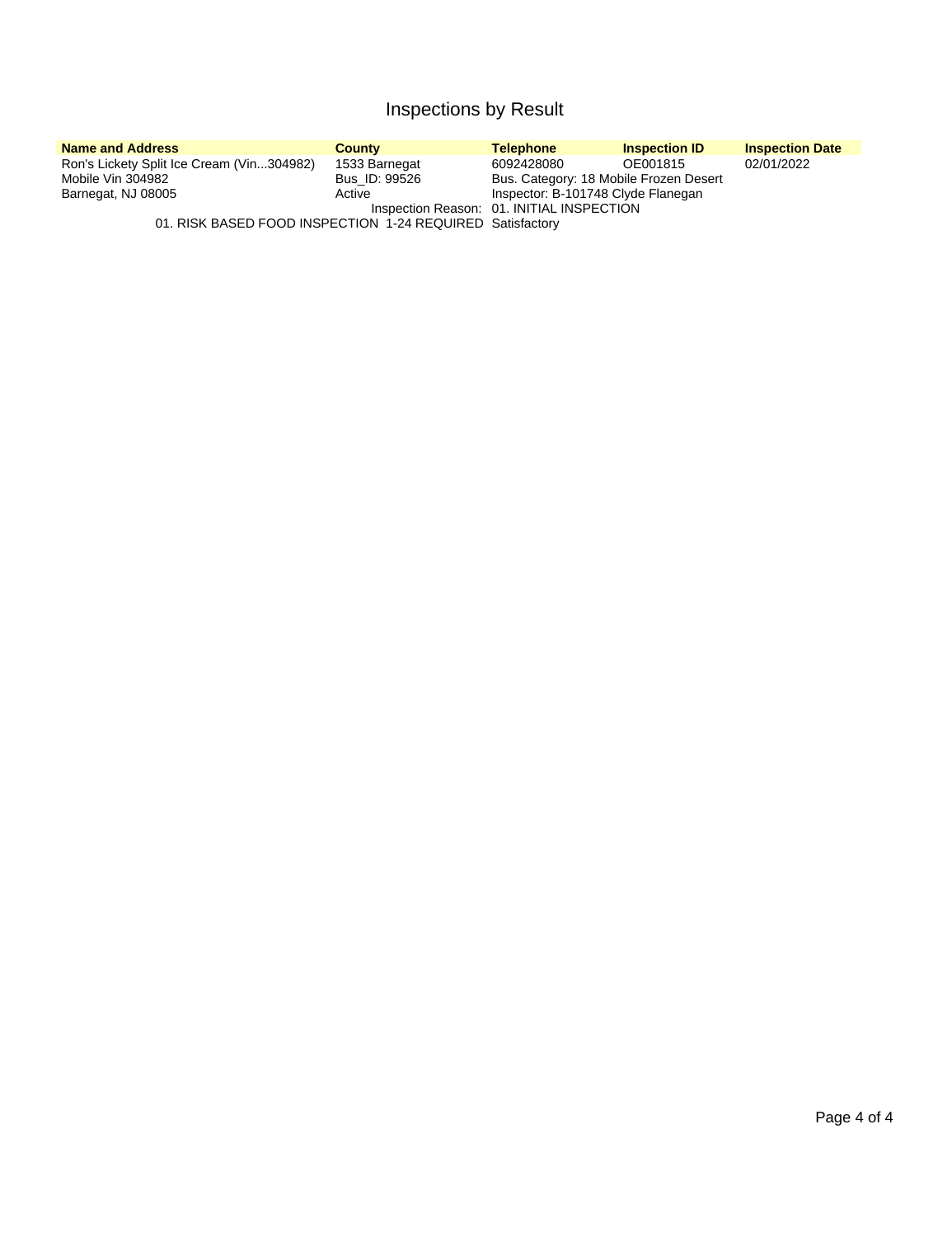# Inspections by Result

| Name and Address | County | Telephone | Inspection ID | Inspection Date |
|---|---|---|---|---|
| Ron's Lickety Split Ice Cream (Vin...304982) | 1533 Barnegat | 6092428080 | OE001815 | 02/01/2022 |
| Mobile Vin 304982 | Bus_ID: 99526 | Bus. Category: 18 Mobile Frozen Desert | | |
| Barnegat, NJ 08005 | Active | Inspector: B-101748 Clyde Flanegan | | |
| | Inspection Reason: | 01. INITIAL INSPECTION | | |
| 01. RISK BASED FOOD INSPECTION 1-24 REQUIRED | | Satisfactory | | |